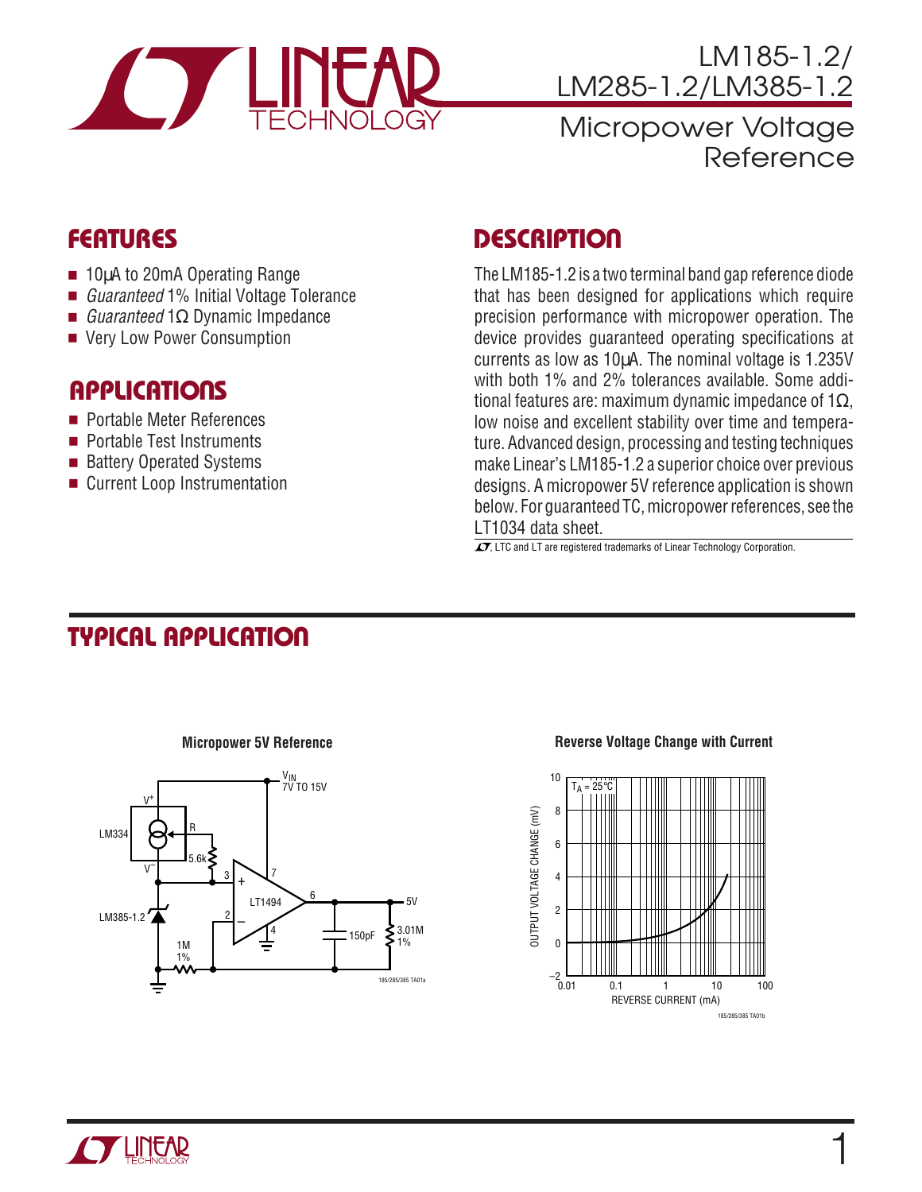# LM185-1.2/ LM285-1.2/LM385-1.2

## Micropower Voltage Reference

## FEATURES

- 10μA to 20mA Operating Range
- *Guaranteed* 1% Initial Voltage Tolerance
- *Guaranteed* 1Ω Dynamic Impedance
- Very Low Power Consumption

## APPLICATIONS

- Portable Meter References
- Portable Test Instruments
- Battery Operated Systems
- Current Loop Instrumentation

## DESCRIPTION

The LM185-1.2 is a two terminal band gap reference diode that has been designed for applications which require precision performance with micropower operation. The device provides guaranteed operating specifications at currents as low as 10μA. The nominal voltage is 1.235V with both 1% and 2% tolerances available. Some additional features are: maximum dynamic impedance of 1Ω, low noise and excellent stability over time and temperature. Advanced design, processing and testing techniques make Linear's LM185-1.2 a superior choice over previous designs. A micropower 5V reference application is shown below. For guaranteed TC, micropower references, see the LT1034 data sheet.

LTC and LT are registered trademarks of Linear Technology Corporation.

## TYPICAL APPLICATION

**Micropower 5V Reference**

**Reverse Voltage Change with Current**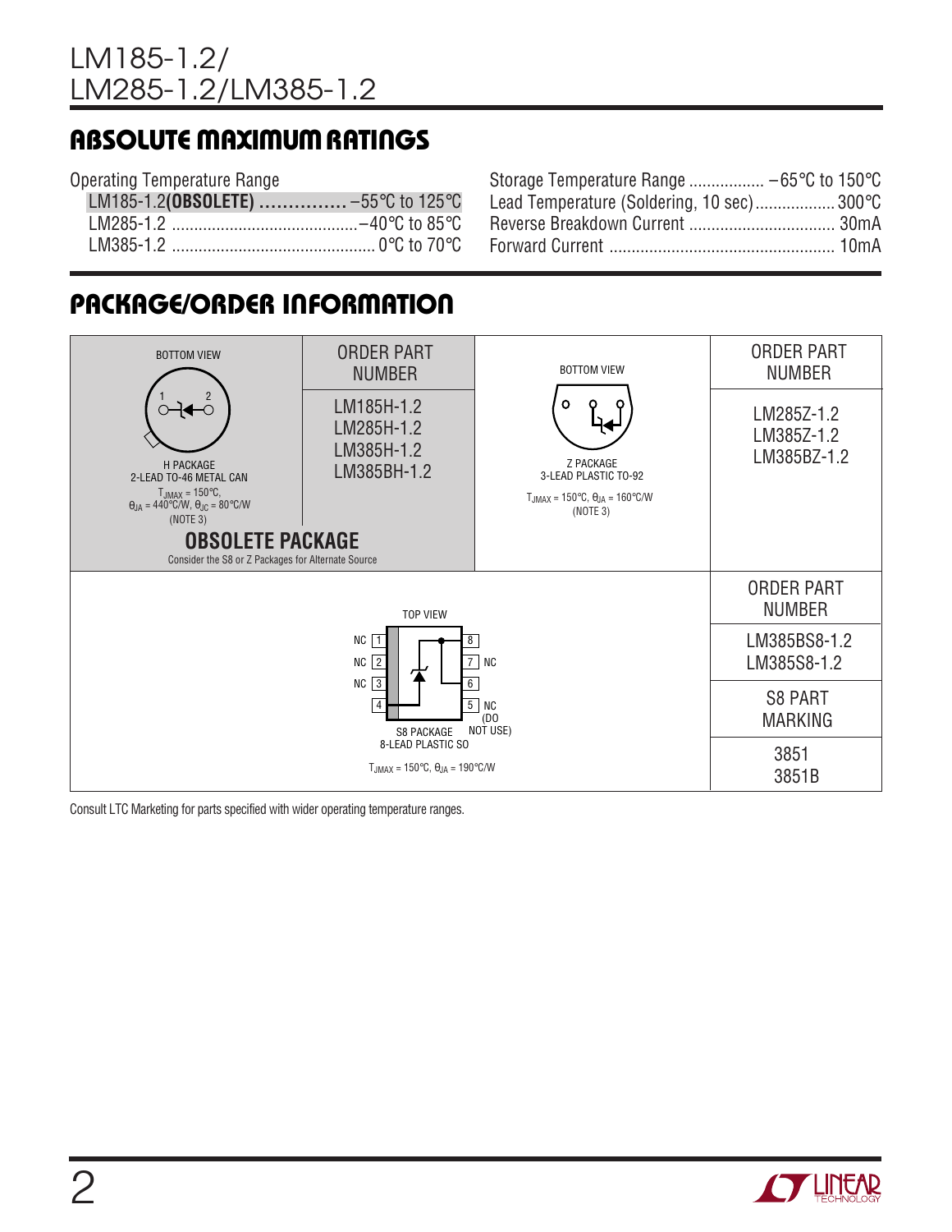## ABSOLUTE MAXIMUM RATINGS

Operating Temperature Range

- LM185-1.2 **(OBSOLETE)** ................ –55°C to 125°C
- LM285-1.2 ........................................ –40°C to 85°C
- LM385-1.2 ............................................ 0°C to 70°C

Storage Temperature Range ................. –65°C to 150°C
Lead Temperature (Soldering, 10 sec) .................. 300°C
Reverse Breakdown Current ................................ 30mA
Forward Current ................................................. 10mA

## PACKAGE/ORDER INFORMATION

| Package | Order Part Number |
|---|---|
| BOTTOM VIEW<br>H PACKAGE<br>2-LEAD TO-46 METAL CAN<br>$T_{JMAX} = 150°C$, $θ_{JA} = 440°C/W$, $θ_{JC} = 80°C/W$<br>(NOTE 3)<br>**OBSOLETE PACKAGE**<br>Consider the S8 or Z Packages for Alternate Source | LM185H-1.2<br>LM285H-1.2<br>LM385H-1.2<br>LM385BH-1.2 |
| BOTTOM VIEW<br>Z PACKAGE<br>3-LEAD PLASTIC TO-92<br>$T_{JMAX} = 150°C$, $θ_{JA} = 160°C/W$<br>(NOTE 3) | LM285Z-1.2<br>LM385Z-1.2<br>LM385BZ-1.2 |

| Package | Order Part Number | S8 Part Marking |
|---|---|---|
| TOP VIEW<br>NC 1, NC 2, NC 3, 4 / 8, 7 NC, 6, 5 NC (DO NOT USE)<br>S8 PACKAGE<br>8-LEAD PLASTIC SO<br>$T_{JMAX} = 150°C$, $θ_{JA} = 190°C/W$ | LM385BS8-1.2<br>LM385S8-1.2 | 3851<br>3851B |

Consult LTC Marketing for parts specified with wider operating temperature ranges.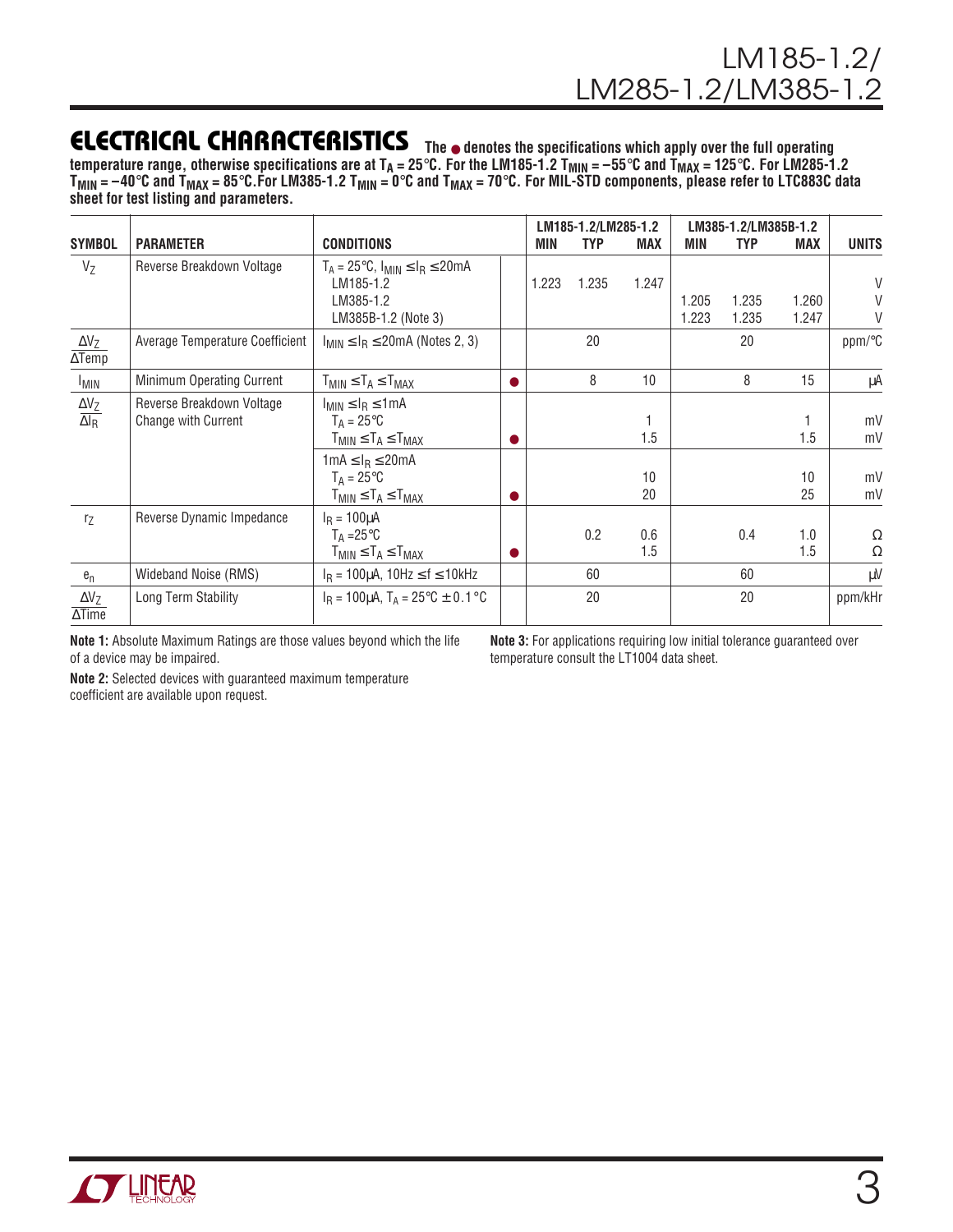## ELECTRICAL CHARACTERISTICS

**The ● denotes the specifications which apply over the full operating temperature range, otherwise specifications are at $T_A$ = 25°C. For the LM185-1.2 $T_{MIN}$ = –55°C and $T_{MAX}$ = 125°C. For LM285-1.2 $T_{MIN}$ = –40°C and $T_{MAX}$ = 85°C. For LM385-1.2 $T_{MIN}$ = 0°C and $T_{MAX}$ = 70°C. For MIL-STD components, please refer to LTC883C data sheet for test listing and parameters.**

| SYMBOL | PARAMETER | CONDITIONS | | LM185-1.2/LM285-1.2 MIN | TYP | MAX | LM385-1.2/LM385B-1.2 MIN | TYP | MAX | UNITS |
|---|---|---|---|---|---|---|---|---|---|---|
| $V_Z$ | Reverse Breakdown Voltage | $T_A$ = 25°C, $I_{MIN} \le I_R \le$ 20mA | | | | | | | | |
| | | LM185-1.2 | | 1.223 | 1.235 | 1.247 | | | | V |
| | | LM385-1.2 | | | | | 1.205 | 1.235 | 1.260 | V |
| | | LM385B-1.2 (Note 3) | | | | | 1.223 | 1.235 | 1.247 | V |
| $\frac{\Delta V_Z}{\Delta Temp}$ | Average Temperature Coefficient | $I_{MIN} \le I_R \le$ 20mA (Notes 2, 3) | | | 20 | | | 20 | | ppm/°C |
| $I_{MIN}$ | Minimum Operating Current | $T_{MIN} \le T_A \le T_{MAX}$ | ● | | 8 | 10 | | 8 | 15 | µA |
| $\frac{\Delta V_Z}{\Delta I_R}$ | Reverse Breakdown Voltage Change with Current | $I_{MIN} \le I_R \le$ 1mA | | | | | | | | |
| | | $T_A$ = 25°C | | | | 1 | | | 1 | mV |
| | | $T_{MIN} \le T_A \le T_{MAX}$ | ● | | | 1.5 | | | 1.5 | mV |
| | | 1mA $\le I_R \le$ 20mA | | | | | | | | |
| | | $T_A$ = 25°C | | | | 10 | | | 10 | mV |
| | | $T_{MIN} \le T_A \le T_{MAX}$ | ● | | | 20 | | | 25 | mV |
| $r_Z$ | Reverse Dynamic Impedance | $I_R$ = 100µA | | | | | | | | |
| | | $T_A$ = 25°C | | | 0.2 | 0.6 | | 0.4 | 1.0 | Ω |
| | | $T_{MIN} \le T_A \le T_{MAX}$ | ● | | | 1.5 | | | 1.5 | Ω |
| $e_n$ | Wideband Noise (RMS) | $I_R$ = 100µA, 10Hz $\le f \le$ 10kHz | | | 60 | | | 60 | | µV |
| $\frac{\Delta V_Z}{\Delta Time}$ | Long Term Stability | $I_R$ = 100µA, $T_A$ = 25°C ± 0.1°C | | | 20 | | | 20 | | ppm/kHr |

**Note 1:** Absolute Maximum Ratings are those values beyond which the life of a device may be impaired.

**Note 2:** Selected devices with guaranteed maximum temperature coefficient are available upon request.

**Note 3:** For applications requiring low initial tolerance guaranteed over temperature consult the LT1004 data sheet.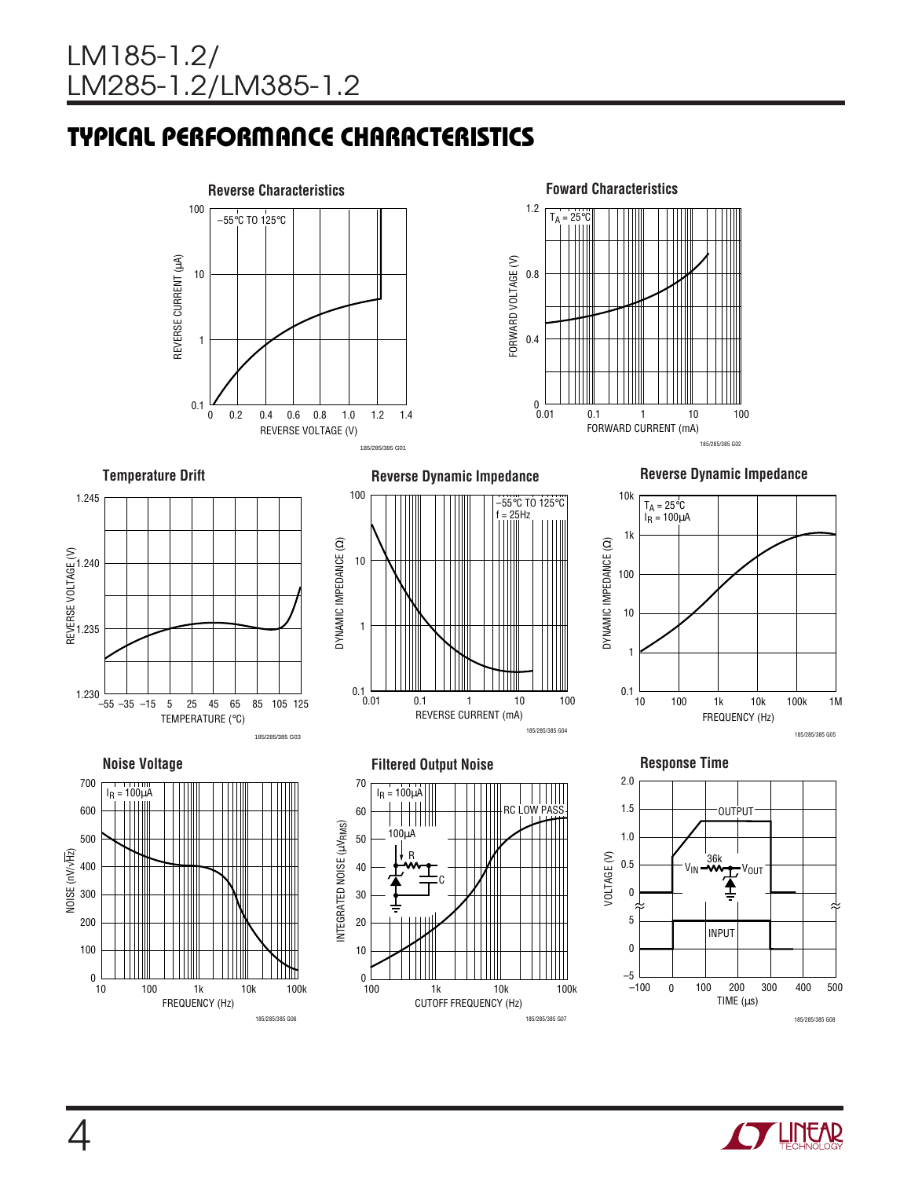## TYPICAL PERFORMANCE CHARACTERISTICS

**Reverse Characteristics**

−55°C TO 125°C

REVERSE CURRENT (µA) vs REVERSE VOLTAGE (V)

185/285/385 G01

**Foward Characteristics**

$T_A$ = 25°C

FORWARD VOLTAGE (V) vs FORWARD CURRENT (mA)

185/285/385 G02

**Temperature Drift**

REVERSE VOLTAGE (V) vs TEMPERATURE (°C)

185/285/385 G03

**Reverse Dynamic Impedance**

−55°C TO 125°C
f = 25Hz

DYNAMIC IMPEDANCE (Ω) vs REVERSE CURRENT (mA)

185/285/385 G04

**Reverse Dynamic Impedance**

$T_A$ = 25°C
$I_R$ = 100µA

DYNAMIC IMPEDANCE (Ω) vs FREQUENCY (Hz)

185/285/385 G05

**Noise Voltage**

$I_R$ = 100µA

NOISE (nV/√Hz) vs FREQUENCY (Hz)

185/285/385 G06

**Filtered Output Noise**

$I_R$ = 100µA

RC LOW PASS

100µA, R, C

INTEGRATED NOISE (µV$_{RMS}$) vs CUTOFF FREQUENCY (Hz)

185/285/385 G07

**Response Time**

OUTPUT

INPUT

$V_{IN}$, 36k, $V_{OUT}$

VOLTAGE (V) vs TIME (µs)

185/285/385 G08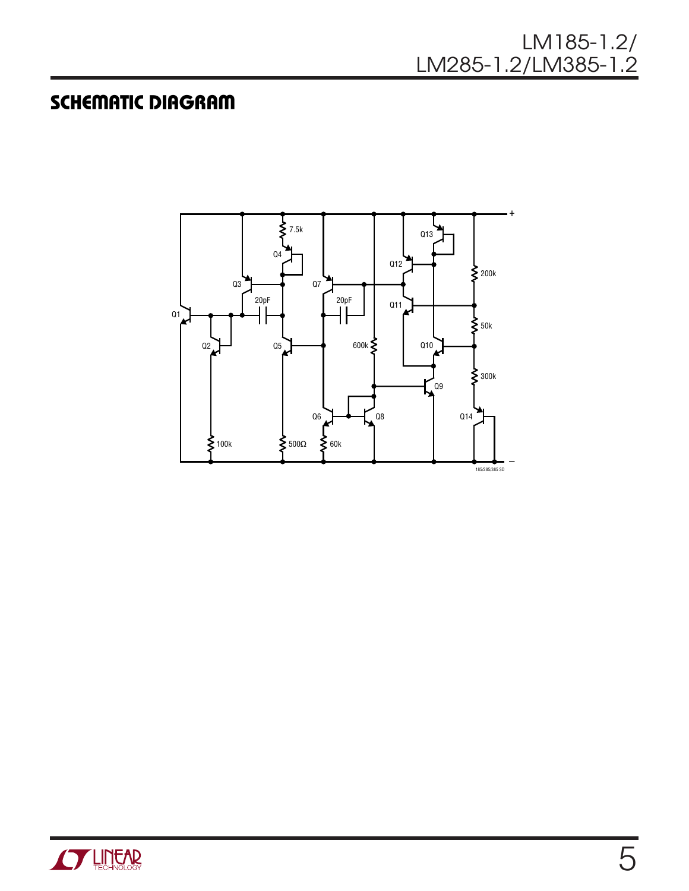## SCHEMATIC DIAGRAM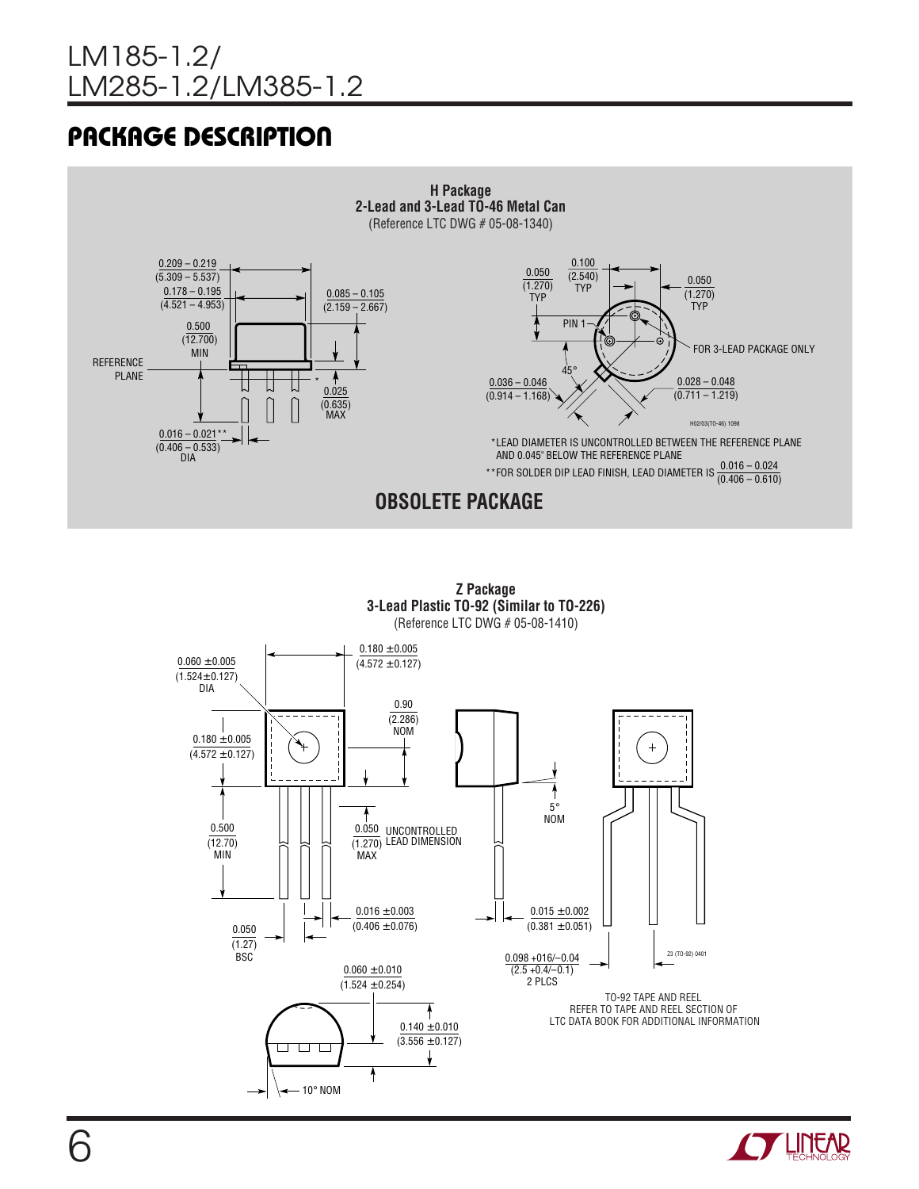## PACKAGE DESCRIPTION

**H Package**
**2-Lead and 3-Lead TO-46 Metal Can**
(Reference LTC DWG # 05-08-1340)

0.209 – 0.219 (5.309 – 5.537)

0.178 – 0.195 (4.521 – 4.953)

0.085 – 0.105 (2.159 – 2.667)

0.500 (12.700) MIN

REFERENCE PLANE

0.025 (0.635) MAX

0.016 – 0.021** (0.406 – 0.533) DIA

0.050 (1.270) TYP

0.100 (2.540) TYP

0.050 (1.270) TYP

PIN 1

FOR 3-LEAD PACKAGE ONLY

45°

0.036 – 0.046 (0.914 – 1.168)

0.028 – 0.048 (0.711 – 1.219)

H02/03(TO-46) 1098

*LEAD DIAMETER IS UNCONTROLLED BETWEEN THE REFERENCE PLANE AND 0.045" BELOW THE REFERENCE PLANE

**FOR SOLDER DIP LEAD FINISH, LEAD DIAMETER IS 0.016 – 0.024 (0.406 – 0.610)

**OBSOLETE PACKAGE**

**Z Package**
**3-Lead Plastic TO-92 (Similar to TO-226)**
(Reference LTC DWG # 05-08-1410)

0.060 ±0.005 (1.524±0.127) DIA

0.180 ±0.005 (4.572 ±0.127)

0.90 (2.286) NOM

0.180 ±0.005 (4.572 ±0.127)

5° NOM

0.500 (12.70) MIN

0.050 (1.270) MAX UNCONTROLLED LEAD DIMENSION

0.016 ±0.003 (0.406 ±0.076)

0.015 ±0.002 (0.381 ±0.051)

0.050 (1.27) BSC

0.098 +016/–0.04 (2.5 +0.4/–0.1) 2 PLCS

Z3 (TO-92) 0401

0.060 ±0.010 (1.524 ±0.254)

0.140 ±0.010 (3.556 ±0.127)

10° NOM

TO-92 TAPE AND REEL
REFER TO TAPE AND REEL SECTION OF
LTC DATA BOOK FOR ADDITIONAL INFORMATION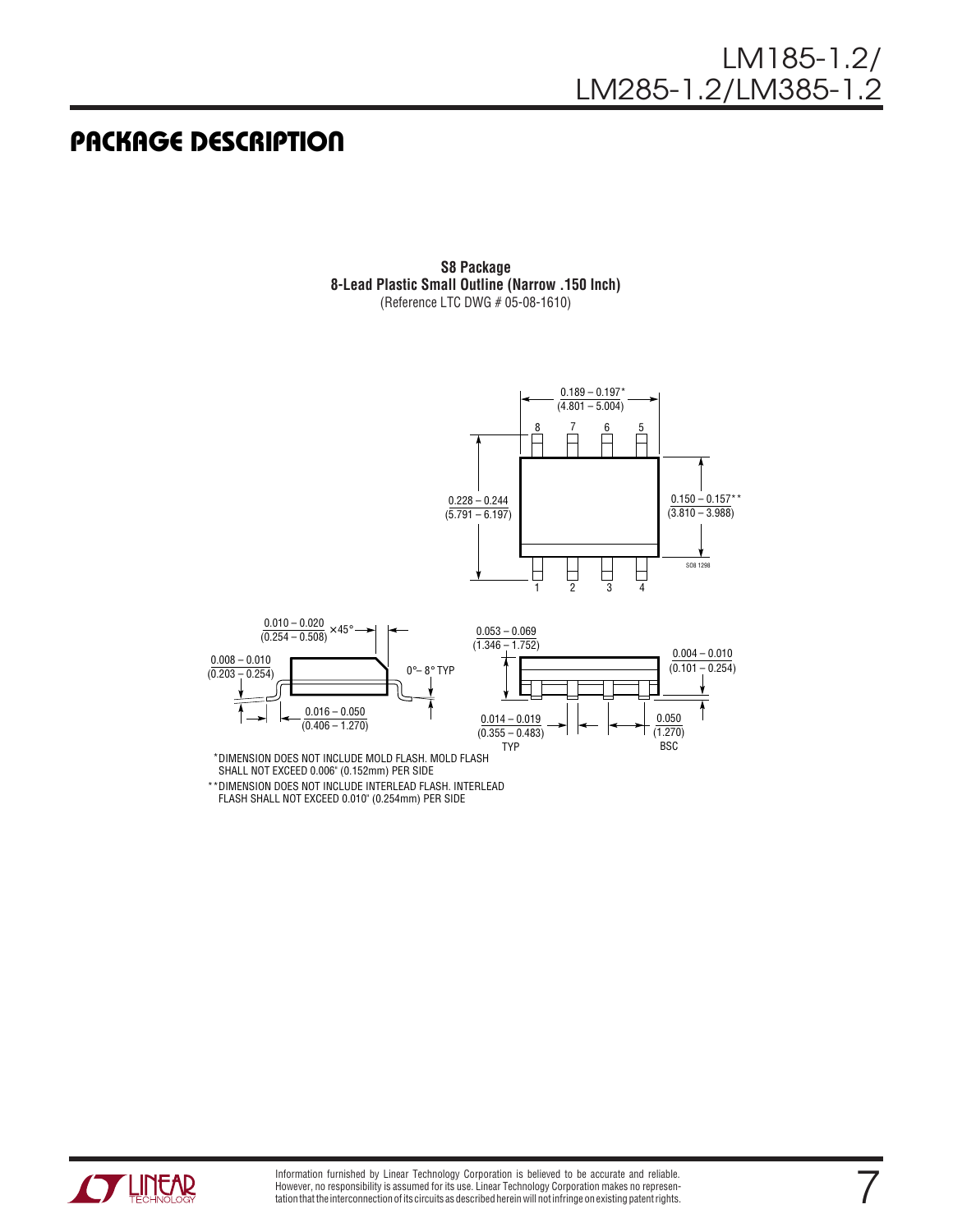# PACKAGE DESCRIPTION

**S8 Package**
**8-Lead Plastic Small Outline (Narrow .150 Inch)**
(Reference LTC DWG # 05-08-1610)

0.189 – 0.197*
(4.801 – 5.004)

8 7 6 5

0.228 – 0.244
(5.791 – 6.197)

0.150 – 0.157**
(3.810 – 3.988)

SO8 1298

1 2 3 4

0.010 – 0.020
(0.254 – 0.508) ×45°

0.008 – 0.010
(0.203 – 0.254)

0°– 8° TYP

0.016 – 0.050
(0.406 – 1.270)

0.053 – 0.069
(1.346 – 1.752)

0.004 – 0.010
(0.101 – 0.254)

0.014 – 0.019
(0.355 – 0.483)
TYP

0.050
(1.270)
BSC

*DIMENSION DOES NOT INCLUDE MOLD FLASH. MOLD FLASH SHALL NOT EXCEED 0.006" (0.152mm) PER SIDE

**DIMENSION DOES NOT INCLUDE INTERLEAD FLASH. INTERLEAD FLASH SHALL NOT EXCEED 0.010" (0.254mm) PER SIDE

Information furnished by Linear Technology Corporation is believed to be accurate and reliable. However, no responsibility is assumed for its use. Linear Technology Corporation makes no representation that the interconnection of its circuits as described herein will not infringe on existing patent rights.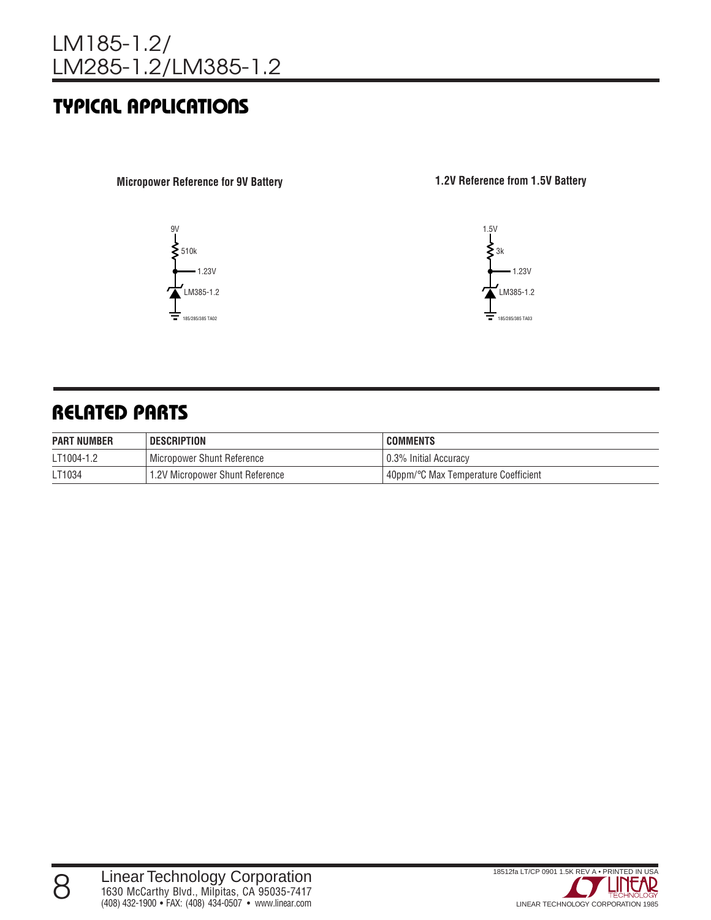## TYPICAL APPLICATIONS

**Micropower Reference for 9V Battery**

9V
510k
1.23V
LM385-1.2
185/285/385 TA02

**1.2V Reference from 1.5V Battery**

1.5V
3k
1.23V
LM385-1.2
185/285/385 TA03

## RELATED PARTS

| PART NUMBER | DESCRIPTION | COMMENTS |
|---|---|---|
| LT1004-1.2 | Micropower Shunt Reference | 0.3% Initial Accuracy |
| LT1034 | 1.2V Micropower Shunt Reference | 40ppm/°C Max Temperature Coefficient |

Linear Technology Corporation
1630 McCarthy Blvd., Milpitas, CA 95035-7417
(408) 432-1900 • FAX: (408) 434-0507 • www.linear.com

18512fa LT/CP 0901 1.5K REV A • PRINTED IN USA

LINEAR TECHNOLOGY CORPORATION 1985